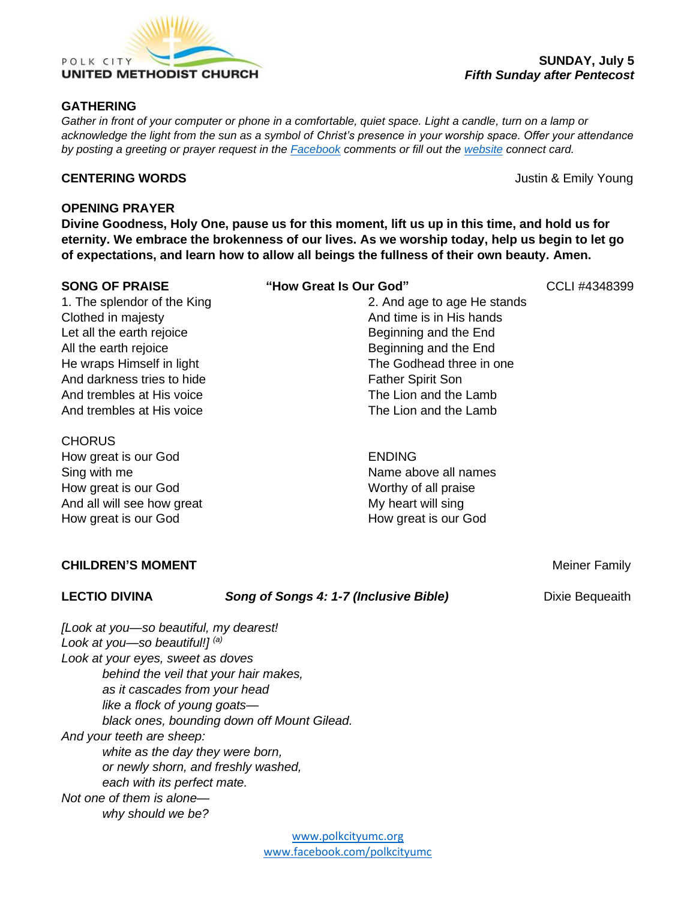POLK CITY
**UNITED METHODIST CHURCH**

**SUNDAY, July 5**
***Fifth Sunday after Pentecost***

**GATHERING**

*Gather in front of your computer or phone in a comfortable, quiet space. Light a candle, turn on a lamp or acknowledge the light from the sun as a symbol of Christ's presence in your worship space. Offer your attendance by posting a greeting or prayer request in the Facebook comments or fill out the website connect card.*

**CENTERING WORDS** — Justin & Emily Young

**OPENING PRAYER**

**Divine Goodness, Holy One, pause us for this moment, lift us up in this time, and hold us for eternity. We embrace the brokenness of our lives. As we worship today, help us begin to let go of expectations, and learn how to allow all beings the fullness of their own beauty. Amen.**

**SONG OF PRAISE** — **"How Great Is Our God"** — CCLI #4348399

1. The splendor of the King
Clothed in majesty
Let all the earth rejoice
All the earth rejoice
He wraps Himself in light
And darkness tries to hide
And trembles at His voice
And trembles at His voice

CHORUS
How great is our God
Sing with me
How great is our God
And all will see how great
How great is our God

2. And age to age He stands
And time is in His hands
Beginning and the End
Beginning and the End
The Godhead three in one
Father Spirit Son
The Lion and the Lamb
The Lion and the Lamb

ENDING
Name above all names
Worthy of all praise
My heart will sing
How great is our God

**CHILDREN'S MOMENT** — Meiner Family

**LECTIO DIVINA** — ***Song of Songs 4: 1-7 (Inclusive Bible)*** — Dixie Bequeaith

*[Look at you—so beautiful, my dearest!*
*Look at you—so beautiful!]* [(a)]
*Look at your eyes, sweet as doves*
  *behind the veil that your hair makes,*
  *as it cascades from your head*
  *like a flock of young goats—*
  *black ones, bounding down off Mount Gilead.*
*And your teeth are sheep:*
  *white as the day they were born,*
  *or newly shorn, and freshly washed,*
  *each with its perfect mate.*
*Not one of them is alone—*
  *why should we be?*

www.polkcityumc.org
www.facebook.com/polkcityumc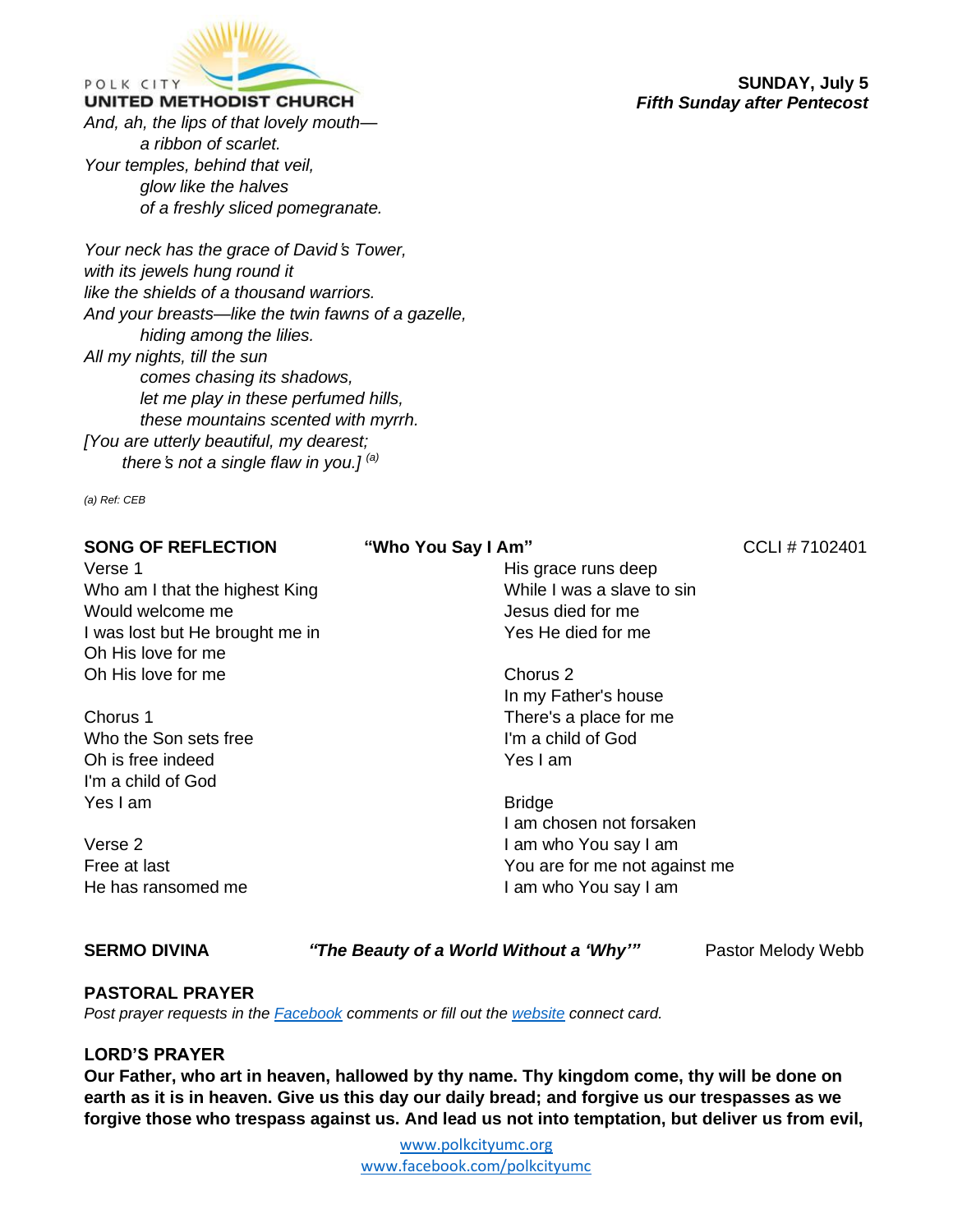**SUNDAY, July 5**
***Fifth Sunday after Pentecost***

*And, ah, the lips of that lovely mouth—*
*a ribbon of scarlet.*
*Your temples, behind that veil,*
*glow like the halves*
*of a freshly sliced pomegranate.*

*Your neck has the grace of David's Tower,*
*with its jewels hung round it*
*like the shields of a thousand warriors.*
*And your breasts—like the twin fawns of a gazelle,*
*hiding among the lilies.*
*All my nights, till the sun*
*comes chasing its shadows,*
*let me play in these perfumed hills,*
*these mountains scented with myrrh.*
*[You are utterly beautiful, my dearest;*
*there's not a single flaw in you.]* (a)

*(a) Ref: CEB*

**SONG OF REFLECTION** **"Who You Say I Am"** CCLI # 7102401

Verse 1
Who am I that the highest King
Would welcome me
I was lost but He brought me in
Oh His love for me
Oh His love for me

Chorus 1
Who the Son sets free
Oh is free indeed
I'm a child of God
Yes I am

Verse 2
Free at last
He has ransomed me
His grace runs deep
While I was a slave to sin
Jesus died for me
Yes He died for me

Chorus 2
In my Father's house
There's a place for me
I'm a child of God
Yes I am

Bridge
I am chosen not forsaken
I am who You say I am
You are for me not against me
I am who You say I am

**SERMO DIVINA** ***"The Beauty of a World Without a 'Why'"*** Pastor Melody Webb

**PASTORAL PRAYER**
*Post prayer requests in the Facebook comments or fill out the website connect card.*

**LORD'S PRAYER**
**Our Father, who art in heaven, hallowed by thy name. Thy kingdom come, thy will be done on earth as it is in heaven. Give us this day our daily bread; and forgive us our trespasses as we forgive those who trespass against us. And lead us not into temptation, but deliver us from evil,**

www.polkcityumc.org
www.facebook.com/polkcityumc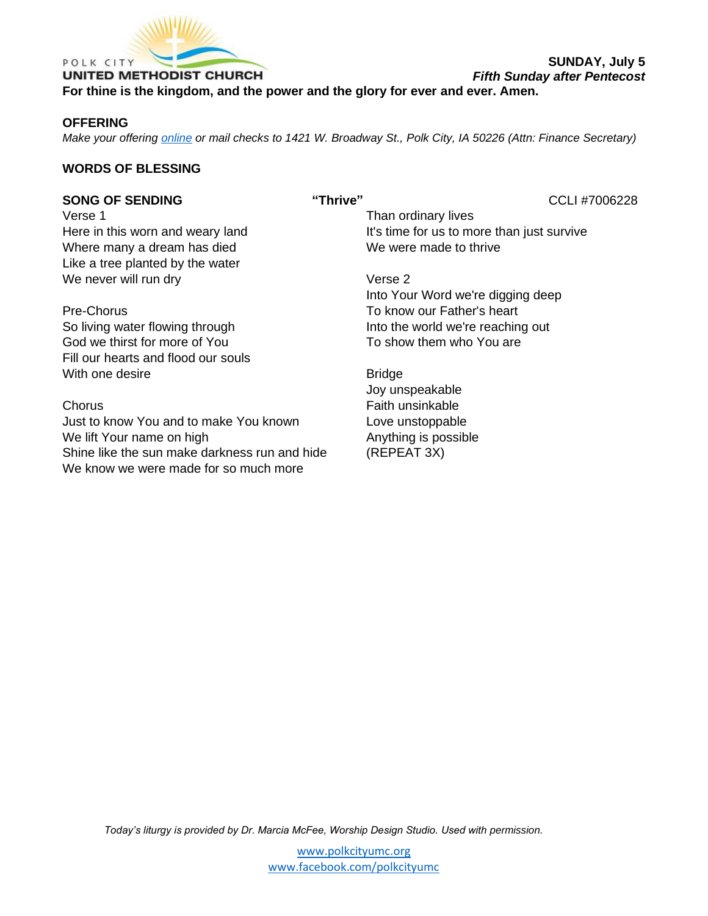For thine is the kingdom, and the power and the glory for ever and ever. Amen.

**OFFERING**

*Make your offering online or mail checks to 1421 W. Broadway St., Polk City, IA 50226 (Attn: Finance Secretary)*

**WORDS OF BLESSING**

**SONG OF SENDING** **"Thrive"** CCLI #7006228

Verse 1
Here in this worn and weary land
Where many a dream has died
Like a tree planted by the water
We never will run dry

Pre-Chorus
So living water flowing through
God we thirst for more of You
Fill our hearts and flood our souls
With one desire

Chorus
Just to know You and to make You known
We lift Your name on high
Shine like the sun make darkness run and hide
We know we were made for so much more
Than ordinary lives
It's time for us to more than just survive
We were made to thrive

Verse 2
Into Your Word we're digging deep
To know our Father's heart
Into the world we're reaching out
To show them who You are

Bridge
Joy unspeakable
Faith unsinkable
Love unstoppable
Anything is possible
(REPEAT 3X)

*Today's liturgy is provided by Dr. Marcia McFee, Worship Design Studio. Used with permission.*

www.polkcityumc.org
www.facebook.com/polkcityumc